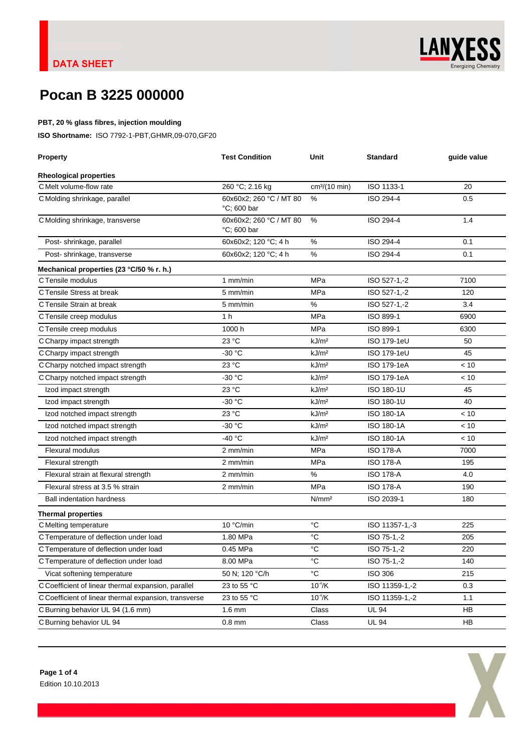DATA SHEET

# Pocan B 3225 000000

**PBT, 20 % glass fibres, injection moulding**

**ISO Shortname:** ISO 7792-1-PBT,GHMR,09-070,GF20

| Property | Test Condition | Unit | Standard | guide value |
|---|---|---|---|---|
| **Rheological properties** | | | | |
| C Melt volume-flow rate | 260 °C; 2.16 kg | cm³/(10 min) | ISO 1133-1 | 20 |
| C Molding shrinkage, parallel | 60x60x2; 260 °C / MT 80 °C; 600 bar | % | ISO 294-4 | 0.5 |
| C Molding shrinkage, transverse | 60x60x2; 260 °C / MT 80 °C; 600 bar | % | ISO 294-4 | 1.4 |
| Post- shrinkage, parallel | 60x60x2; 120 °C; 4 h | % | ISO 294-4 | 0.1 |
| Post- shrinkage, transverse | 60x60x2; 120 °C; 4 h | % | ISO 294-4 | 0.1 |
| **Mechanical properties (23 °C/50 % r. h.)** | | | | |
| C Tensile modulus | 1 mm/min | MPa | ISO 527-1,-2 | 7100 |
| C Tensile Stress at break | 5 mm/min | MPa | ISO 527-1,-2 | 120 |
| C Tensile Strain at break | 5 mm/min | % | ISO 527-1,-2 | 3.4 |
| C Tensile creep modulus | 1 h | MPa | ISO 899-1 | 6900 |
| C Tensile creep modulus | 1000 h | MPa | ISO 899-1 | 6300 |
| C Charpy impact strength | 23 °C | kJ/m² | ISO 179-1eU | 50 |
| C Charpy impact strength | -30 °C | kJ/m² | ISO 179-1eU | 45 |
| C Charpy notched impact strength | 23 °C | kJ/m² | ISO 179-1eA | < 10 |
| C Charpy notched impact strength | -30 °C | kJ/m² | ISO 179-1eA | < 10 |
| Izod impact strength | 23 °C | kJ/m² | ISO 180-1U | 45 |
| Izod impact strength | -30 °C | kJ/m² | ISO 180-1U | 40 |
| Izod notched impact strength | 23 °C | kJ/m² | ISO 180-1A | < 10 |
| Izod notched impact strength | -30 °C | kJ/m² | ISO 180-1A | < 10 |
| Izod notched impact strength | -40 °C | kJ/m² | ISO 180-1A | < 10 |
| Flexural modulus | 2 mm/min | MPa | ISO 178-A | 7000 |
| Flexural strength | 2 mm/min | MPa | ISO 178-A | 195 |
| Flexural strain at flexural strength | 2 mm/min | % | ISO 178-A | 4.0 |
| Flexural stress at 3.5 % strain | 2 mm/min | MPa | ISO 178-A | 190 |
| Ball indentation hardness | | N/mm² | ISO 2039-1 | 180 |
| **Thermal properties** | | | | |
| C Melting temperature | 10 °C/min | °C | ISO 11357-1,-3 | 225 |
| C Temperature of deflection under load | 1.80 MPa | °C | ISO 75-1,-2 | 205 |
| C Temperature of deflection under load | 0.45 MPa | °C | ISO 75-1,-2 | 220 |
| C Temperature of deflection under load | 8.00 MPa | °C | ISO 75-1,-2 | 140 |
| Vicat softening temperature | 50 N; 120 °C/h | °C | ISO 306 | 215 |
| C Coefficient of linear thermal expansion, parallel | 23 to 55 °C | $10^{-4}$/K | ISO 11359-1,-2 | 0.3 |
| C Coefficient of linear thermal expansion, transverse | 23 to 55 °C | $10^{-4}$/K | ISO 11359-1,-2 | 1.1 |
| C Burning behavior UL 94 (1.6 mm) | 1.6 mm | Class | UL 94 | HB |
| C Burning behavior UL 94 | 0.8 mm | Class | UL 94 | HB |

Edition 10.10.2013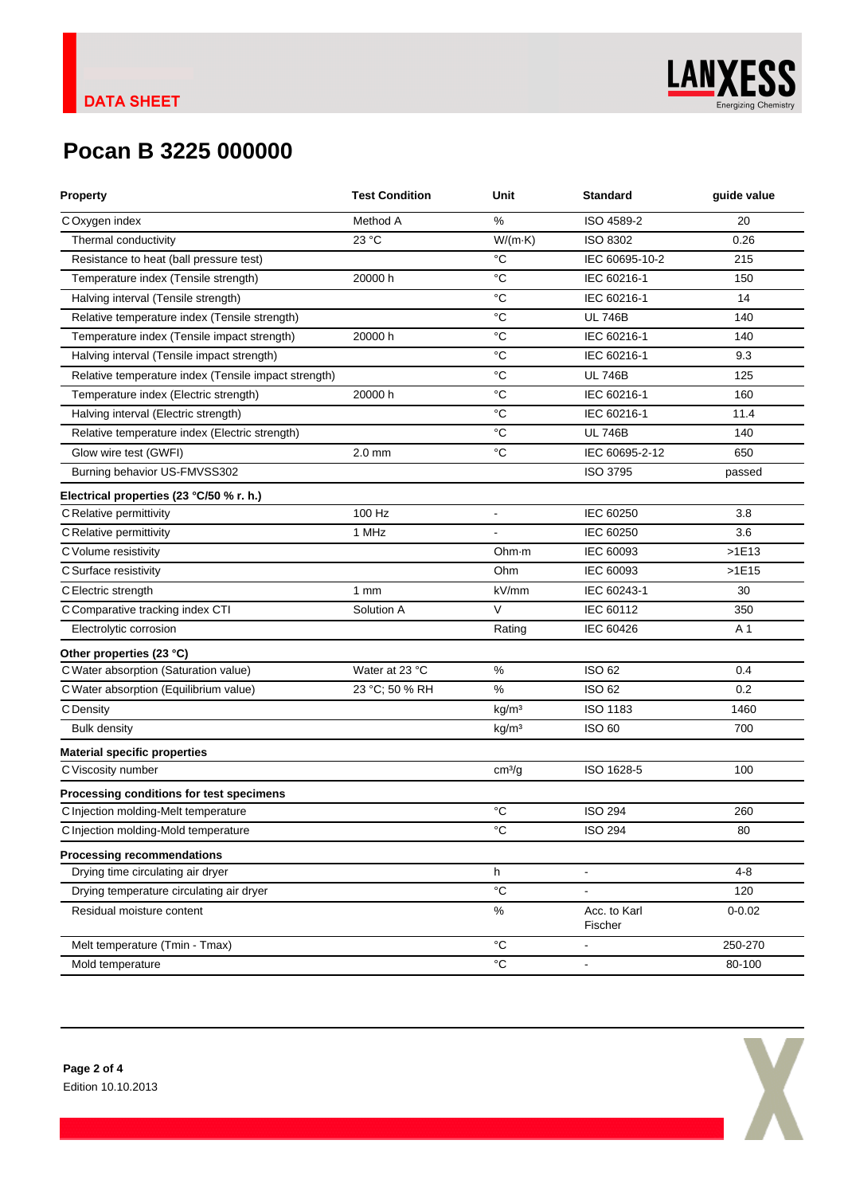DATA SHEET

# Pocan B 3225 000000

| Property | Test Condition | Unit | Standard | guide value |
|---|---|---|---|---|
| C Oxygen index | Method A | % | ISO 4589-2 | 20 |
| Thermal conductivity | 23 °C | W/(m·K) | ISO 8302 | 0.26 |
| Resistance to heat (ball pressure test) | | °C | IEC 60695-10-2 | 215 |
| Temperature index (Tensile strength) | 20000 h | °C | IEC 60216-1 | 150 |
| Halving interval (Tensile strength) | | °C | IEC 60216-1 | 14 |
| Relative temperature index (Tensile strength) | | °C | UL 746B | 140 |
| Temperature index (Tensile impact strength) | 20000 h | °C | IEC 60216-1 | 140 |
| Halving interval (Tensile impact strength) | | °C | IEC 60216-1 | 9.3 |
| Relative temperature index (Tensile impact strength) | | °C | UL 746B | 125 |
| Temperature index (Electric strength) | 20000 h | °C | IEC 60216-1 | 160 |
| Halving interval (Electric strength) | | °C | IEC 60216-1 | 11.4 |
| Relative temperature index (Electric strength) | | °C | UL 746B | 140 |
| Glow wire test (GWFI) | 2.0 mm | °C | IEC 60695-2-12 | 650 |
| Burning behavior US-FMVSS302 | | | ISO 3795 | passed |
| **Electrical properties (23 °C/50 % r. h.)** | | | | |
| C Relative permittivity | 100 Hz | - | IEC 60250 | 3.8 |
| C Relative permittivity | 1 MHz | - | IEC 60250 | 3.6 |
| C Volume resistivity | | Ohm·m | IEC 60093 | >1E13 |
| C Surface resistivity | | Ohm | IEC 60093 | >1E15 |
| C Electric strength | 1 mm | kV/mm | IEC 60243-1 | 30 |
| C Comparative tracking index CTI | Solution A | V | IEC 60112 | 350 |
| Electrolytic corrosion | | Rating | IEC 60426 | A 1 |
| **Other properties (23 °C)** | | | | |
| C Water absorption (Saturation value) | Water at 23 °C | % | ISO 62 | 0.4 |
| C Water absorption (Equilibrium value) | 23 °C; 50 % RH | % | ISO 62 | 0.2 |
| C Density | | kg/m³ | ISO 1183 | 1460 |
| Bulk density | | kg/m³ | ISO 60 | 700 |
| **Material specific properties** | | | | |
| C Viscosity number | | cm³/g | ISO 1628-5 | 100 |
| **Processing conditions for test specimens** | | | | |
| C Injection molding-Melt temperature | | °C | ISO 294 | 260 |
| C Injection molding-Mold temperature | | °C | ISO 294 | 80 |
| **Processing recommendations** | | | | |
| Drying time circulating air dryer | | h | - | 4-8 |
| Drying temperature circulating air dryer | | °C | - | 120 |
| Residual moisture content | | % | Acc. to Karl Fischer | 0-0.02 |
| Melt temperature (Tmin - Tmax) | | °C | - | 250-270 |
| Mold temperature | | °C | - | 80-100 |

Edition 10.10.2013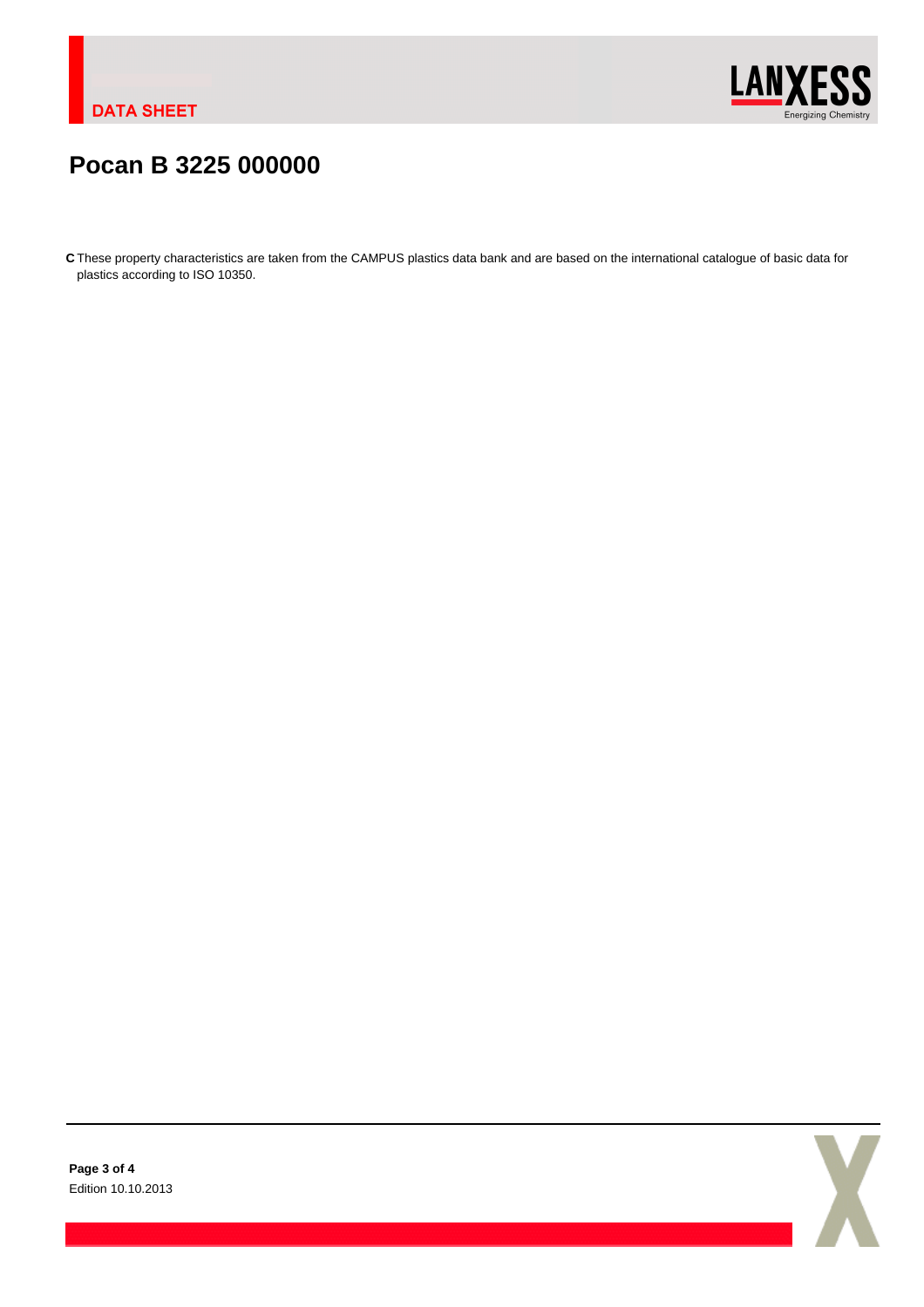# Pocan B 3225 000000

**C** These property characteristics are taken from the CAMPUS plastics data bank and are based on the international catalogue of basic data for plastics according to ISO 10350.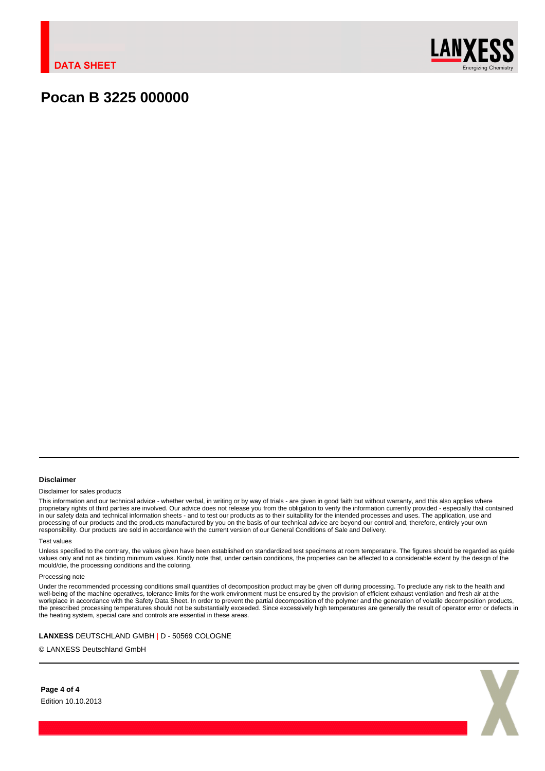# Pocan B 3225 000000

**Disclaimer**

Disclaimer for sales products

This information and our technical advice - whether verbal, in writing or by way of trials - are given in good faith but without warranty, and this also applies where proprietary rights of third parties are involved. Our advice does not release you from the obligation to verify the information currently provided - especially that contained in our safety data and technical information sheets - and to test our products as to their suitability for the intended processes and uses. The application, use and processing of our products and the products manufactured by you on the basis of our technical advice are beyond our control and, therefore, entirely your own responsibility. Our products are sold in accordance with the current version of our General Conditions of Sale and Delivery.

Test values

Unless specified to the contrary, the values given have been established on standardized test specimens at room temperature. The figures should be regarded as guide values only and not as binding minimum values. Kindly note that, under certain conditions, the properties can be affected to a considerable extent by the design of the mould/die, the processing conditions and the coloring.

Processing note

Under the recommended processing conditions small quantities of decomposition product may be given off during processing. To preclude any risk to the health and well-being of the machine operatives, tolerance limits for the work environment must be ensured by the provision of efficient exhaust ventilation and fresh air at the workplace in accordance with the Safety Data Sheet. In order to prevent the partial decomposition of the polymer and the generation of volatile decomposition products, the prescribed processing temperatures should not be substantially exceeded. Since excessively high temperatures are generally the result of operator error or defects in the heating system, special care and controls are essential in these areas.

**LANXESS** DEUTSCHLAND GMBH | D - 50569 COLOGNE

© LANXESS Deutschland GmbH

Edition 10.10.2013